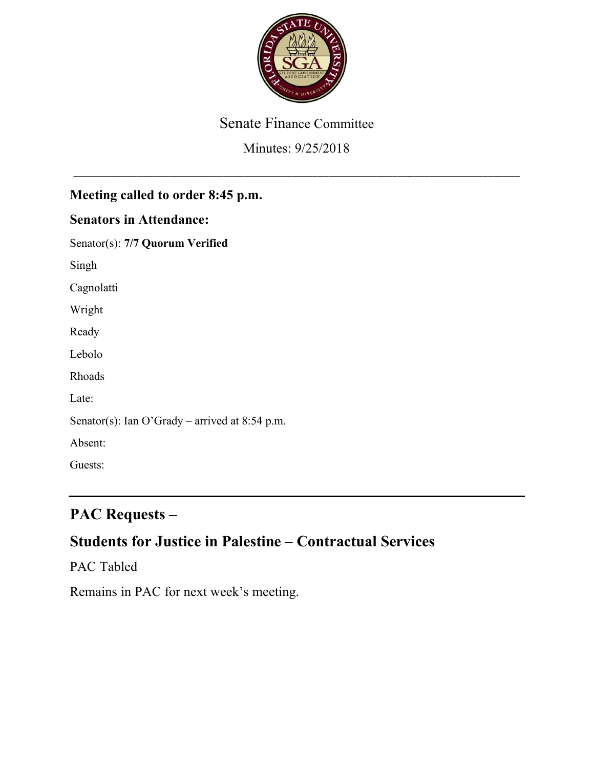Senate Finance Committee

Minutes: 9/25/2018

---

## Meeting called to order 8:45 p.m.

## Senators in Attendance:

Senator(s): **7/7 Quorum Verified**

Singh

Cagnolatti

Wright

Ready

Lebolo

Rhoads

Late:

Senator(s): Ian O'Grady – arrived at 8:54 p.m.

Absent:

Guests:

---

# PAC Requests –

# Students for Justice in Palestine – Contractual Services

PAC Tabled

Remains in PAC for next week's meeting.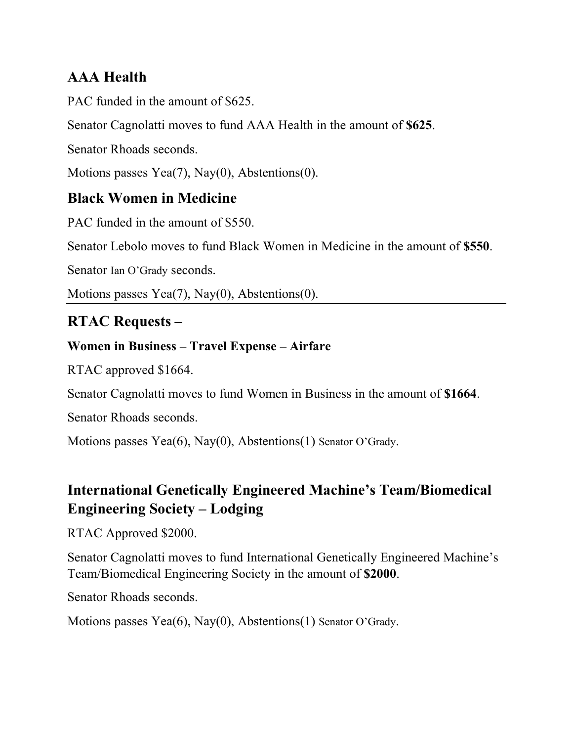## AAA Health

PAC funded in the amount of $625.

Senator Cagnolatti moves to fund AAA Health in the amount of **$625**.

Senator Rhoads seconds.

Motions passes Yea(7), Nay(0), Abstentions(0).

## Black Women in Medicine

PAC funded in the amount of $550.

Senator Lebolo moves to fund Black Women in Medicine in the amount of **$550**.

Senator Ian O'Grady seconds.

Motions passes Yea(7), Nay(0), Abstentions(0).

---

## RTAC Requests –

### Women in Business – Travel Expense – Airfare

RTAC approved $1664.

Senator Cagnolatti moves to fund Women in Business in the amount of **$1664**.

Senator Rhoads seconds.

Motions passes Yea(6), Nay(0), Abstentions(1) Senator O'Grady.

## International Genetically Engineered Machine's Team/Biomedical Engineering Society – Lodging

RTAC Approved $2000.

Senator Cagnolatti moves to fund International Genetically Engineered Machine's Team/Biomedical Engineering Society in the amount of **$2000**.

Senator Rhoads seconds.

Motions passes Yea(6), Nay(0), Abstentions(1) Senator O'Grady.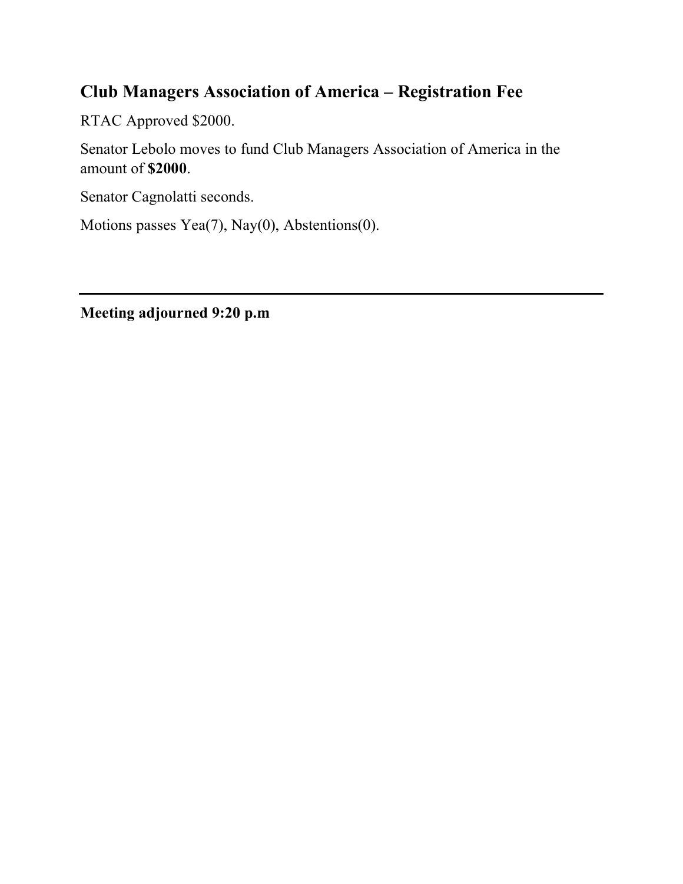## Club Managers Association of America – Registration Fee

RTAC Approved $2000.

Senator Lebolo moves to fund Club Managers Association of America in the amount of **$2000**.

Senator Cagnolatti seconds.

Motions passes Yea(7), Nay(0), Abstentions(0).

---

**Meeting adjourned 9:20 p.m**